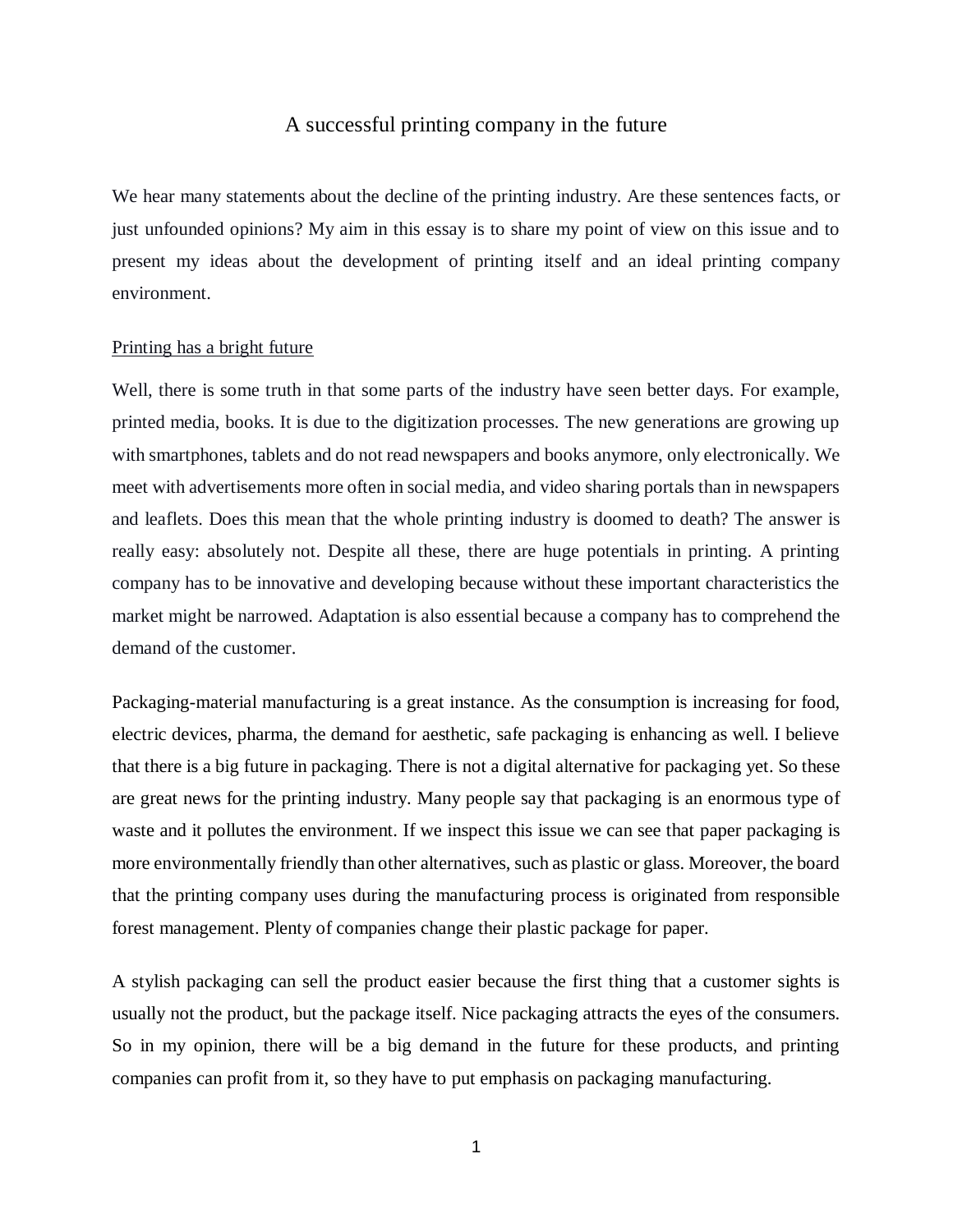# A successful printing company in the future

We hear many statements about the decline of the printing industry. Are these sentences facts, or just unfounded opinions? My aim in this essay is to share my point of view on this issue and to present my ideas about the development of printing itself and an ideal printing company environment.

## Printing has a bright future

Well, there is some truth in that some parts of the industry have seen better days. For example, printed media, books. It is due to the digitization processes. The new generations are growing up with smartphones, tablets and do not read newspapers and books anymore, only electronically. We meet with advertisements more often in social media, and video sharing portals than in newspapers and leaflets. Does this mean that the whole printing industry is doomed to death? The answer is really easy: absolutely not. Despite all these, there are huge potentials in printing. A printing company has to be innovative and developing because without these important characteristics the market might be narrowed. Adaptation is also essential because a company has to comprehend the demand of the customer.

Packaging-material manufacturing is a great instance. As the consumption is increasing for food, electric devices, pharma, the demand for aesthetic, safe packaging is enhancing as well. I believe that there is a big future in packaging. There is not a digital alternative for packaging yet. So these are great news for the printing industry. Many people say that packaging is an enormous type of waste and it pollutes the environment. If we inspect this issue we can see that paper packaging is more environmentally friendly than other alternatives, such as plastic or glass. Moreover, the board that the printing company uses during the manufacturing process is originated from responsible forest management. Plenty of companies change their plastic package for paper.

A stylish packaging can sell the product easier because the first thing that a customer sights is usually not the product, but the package itself. Nice packaging attracts the eyes of the consumers. So in my opinion, there will be a big demand in the future for these products, and printing companies can profit from it, so they have to put emphasis on packaging manufacturing.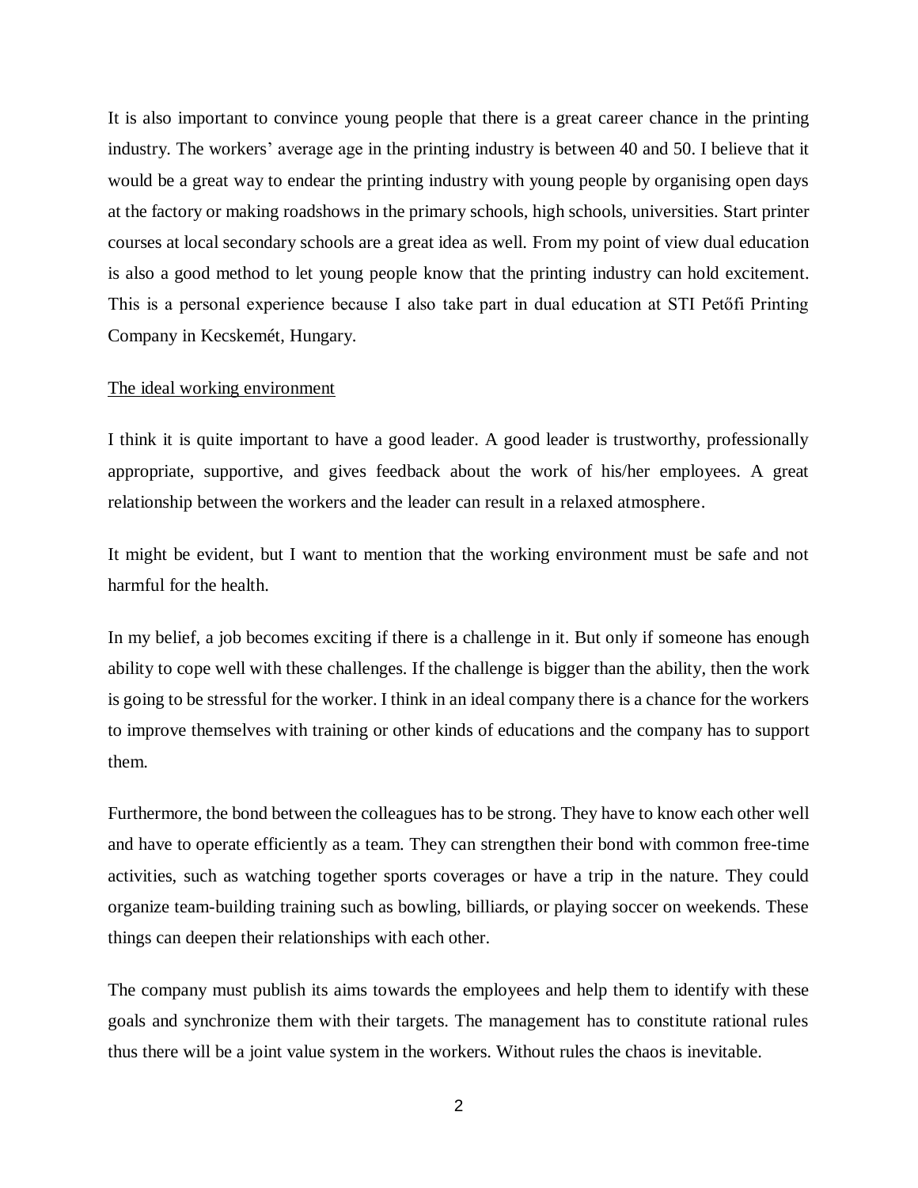It is also important to convince young people that there is a great career chance in the printing industry. The workers' average age in the printing industry is between 40 and 50. I believe that it would be a great way to endear the printing industry with young people by organising open days at the factory or making roadshows in the primary schools, high schools, universities. Start printer courses at local secondary schools are a great idea as well. From my point of view dual education is also a good method to let young people know that the printing industry can hold excitement. This is a personal experience because I also take part in dual education at STI Petőfi Printing Company in Kecskemét, Hungary.

<u>The ideal working environment</u>

I think it is quite important to have a good leader. A good leader is trustworthy, professionally appropriate, supportive, and gives feedback about the work of his/her employees. A great relationship between the workers and the leader can result in a relaxed atmosphere.

It might be evident, but I want to mention that the working environment must be safe and not harmful for the health.

In my belief, a job becomes exciting if there is a challenge in it. But only if someone has enough ability to cope well with these challenges. If the challenge is bigger than the ability, then the work is going to be stressful for the worker. I think in an ideal company there is a chance for the workers to improve themselves with training or other kinds of educations and the company has to support them.

Furthermore, the bond between the colleagues has to be strong. They have to know each other well and have to operate efficiently as a team. They can strengthen their bond with common free-time activities, such as watching together sports coverages or have a trip in the nature. They could organize team-building training such as bowling, billiards, or playing soccer on weekends. These things can deepen their relationships with each other.

The company must publish its aims towards the employees and help them to identify with these goals and synchronize them with their targets. The management has to constitute rational rules thus there will be a joint value system in the workers. Without rules the chaos is inevitable.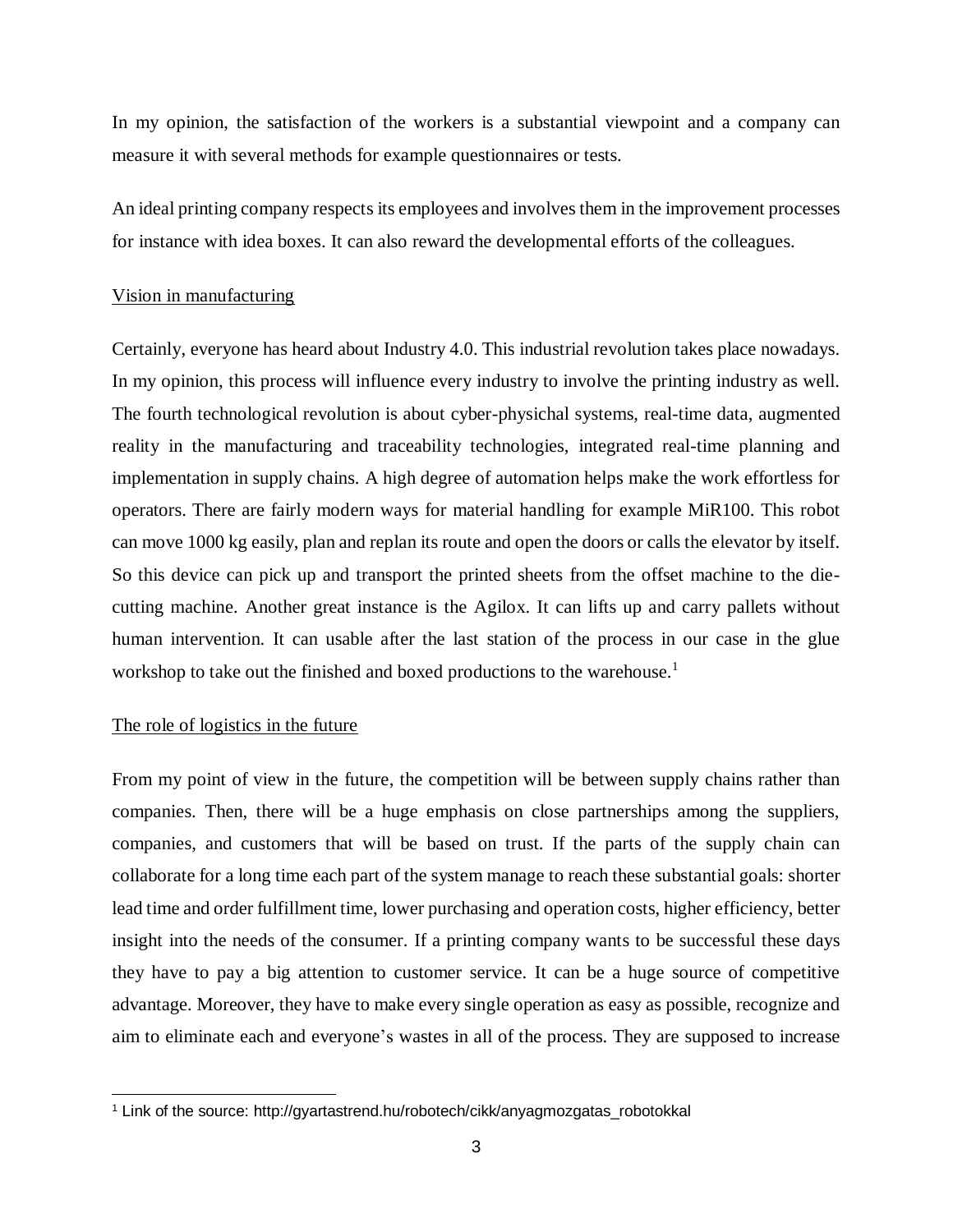In my opinion, the satisfaction of the workers is a substantial viewpoint and a company can measure it with several methods for example questionnaires or tests.

An ideal printing company respects its employees and involves them in the improvement processes for instance with idea boxes. It can also reward the developmental efforts of the colleagues.

Vision in manufacturing

Certainly, everyone has heard about Industry 4.0. This industrial revolution takes place nowadays. In my opinion, this process will influence every industry to involve the printing industry as well. The fourth technological revolution is about cyber-physichal systems, real-time data, augmented reality in the manufacturing and traceability technologies, integrated real-time planning and implementation in supply chains. A high degree of automation helps make the work effortless for operators. There are fairly modern ways for material handling for example MiR100. This robot can move 1000 kg easily, plan and replan its route and open the doors or calls the elevator by itself. So this device can pick up and transport the printed sheets from the offset machine to the die-cutting machine. Another great instance is the Agilox. It can lifts up and carry pallets without human intervention. It can usable after the last station of the process in our case in the glue workshop to take out the finished and boxed productions to the warehouse.[1]

The role of logistics in the future

From my point of view in the future, the competition will be between supply chains rather than companies. Then, there will be a huge emphasis on close partnerships among the suppliers, companies, and customers that will be based on trust. If the parts of the supply chain can collaborate for a long time each part of the system manage to reach these substantial goals: shorter lead time and order fulfillment time, lower purchasing and operation costs, higher efficiency, better insight into the needs of the consumer. If a printing company wants to be successful these days they have to pay a big attention to customer service. It can be a huge source of competitive advantage. Moreover, they have to make every single operation as easy as possible, recognize and aim to eliminate each and everyone's wastes in all of the process. They are supposed to increase

[1] Link of the source: http://gyartastrend.hu/robotech/cikk/anyagmozgatas_robotokkal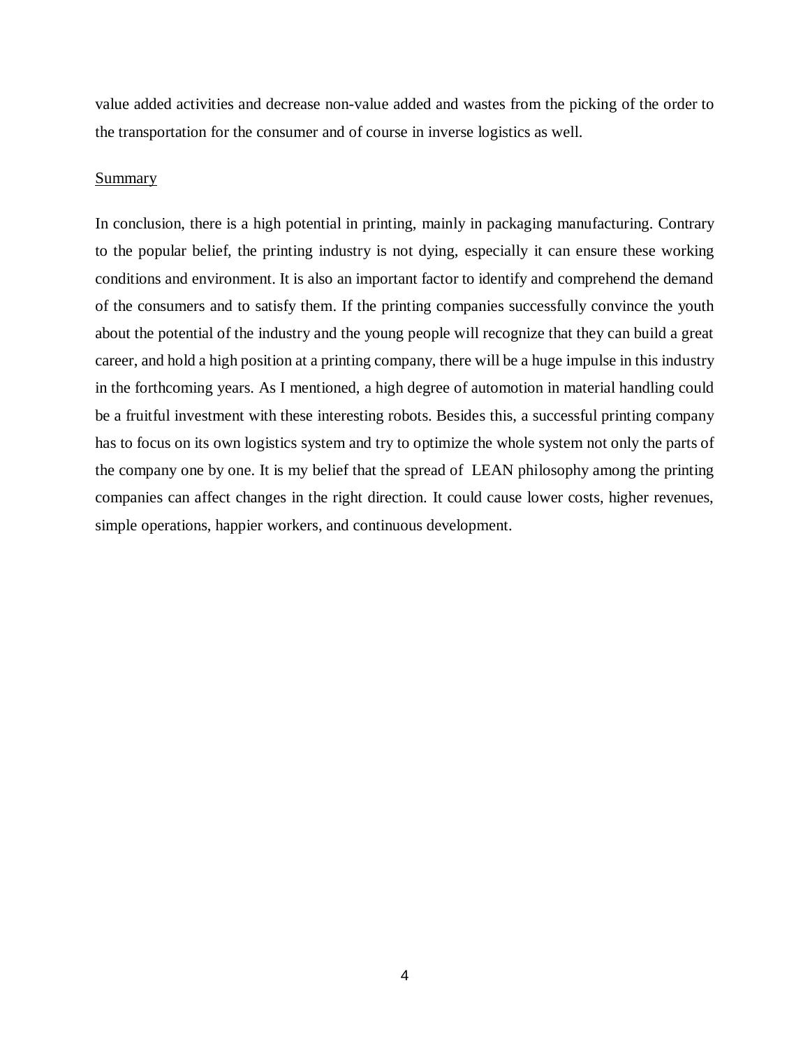value added activities and decrease non-value added and wastes from the picking of the order to the transportation for the consumer and of course in inverse logistics as well.

## Summary

In conclusion, there is a high potential in printing, mainly in packaging manufacturing. Contrary to the popular belief, the printing industry is not dying, especially it can ensure these working conditions and environment. It is also an important factor to identify and comprehend the demand of the consumers and to satisfy them. If the printing companies successfully convince the youth about the potential of the industry and the young people will recognize that they can build a great career, and hold a high position at a printing company, there will be a huge impulse in this industry in the forthcoming years. As I mentioned, a high degree of automotion in material handling could be a fruitful investment with these interesting robots. Besides this, a successful printing company has to focus on its own logistics system and try to optimize the whole system not only the parts of the company one by one. It is my belief that the spread of LEAN philosophy among the printing companies can affect changes in the right direction. It could cause lower costs, higher revenues, simple operations, happier workers, and continuous development.